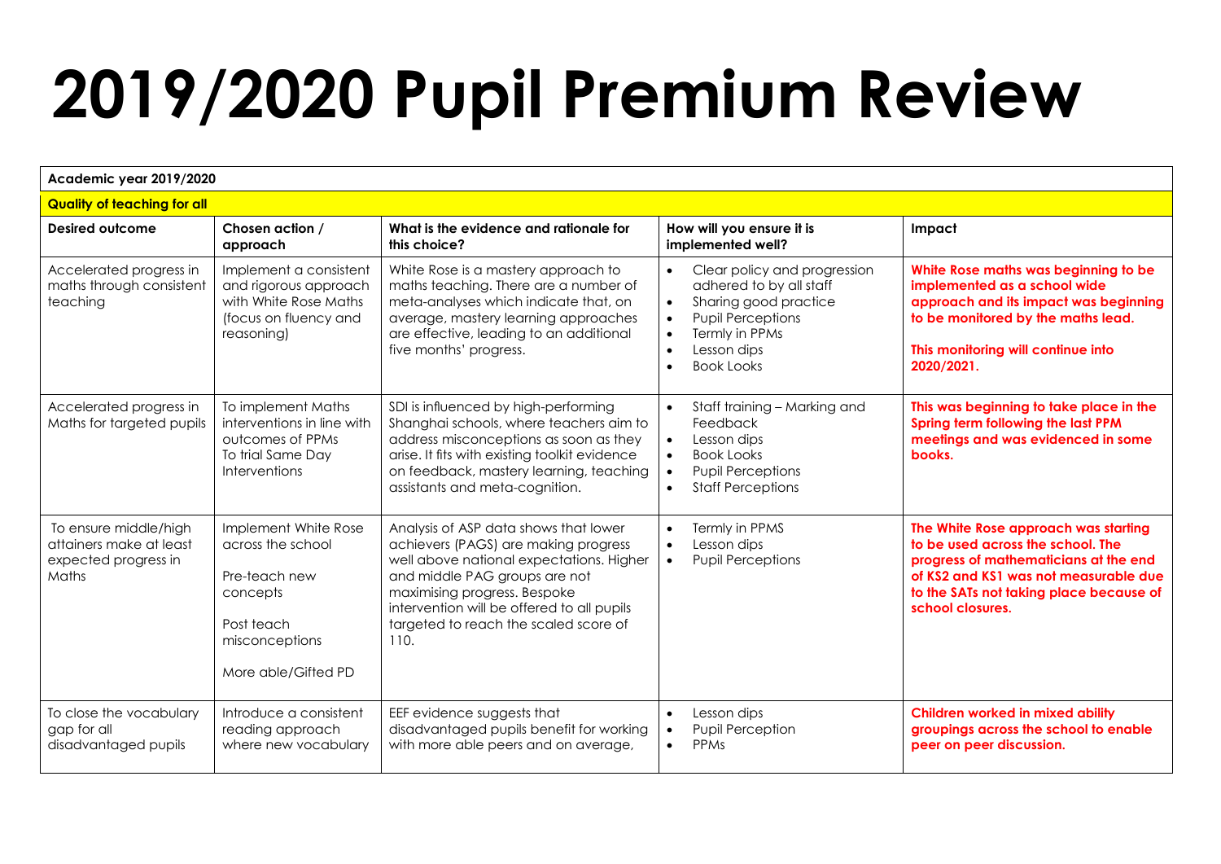# 2019/2020 Pupil Premium Review

| Academic year 2019/2020 | | | | |
|---|---|---|---|---|
| **Quality of teaching for all** | | | | |
| **Desired outcome** | **Chosen action / approach** | **What is the evidence and rationale for this choice?** | **How will you ensure it is implemented well?** | **Impact** |
| Accelerated progress in maths through consistent teaching | Implement a consistent and rigorous approach with White Rose Maths (focus on fluency and reasoning) | White Rose is a mastery approach to maths teaching. There are a number of meta-analyses which indicate that, on average, mastery learning approaches are effective, leading to an additional five months' progress. | • Clear policy and progression adhered to by all staff<br>• Sharing good practice<br>• Pupil Perceptions<br>• Termly in PPMs<br>• Lesson dips<br>• Book Looks | **White Rose maths was beginning to be implemented as a school wide approach and its impact was beginning to be monitored by the maths lead.**<br><br>**This monitoring will continue into 2020/2021.** |
| Accelerated progress in Maths for targeted pupils | To implement Maths interventions in line with outcomes of PPMs<br>To trial Same Day Interventions | SDI is influenced by high-performing Shanghai schools, where teachers aim to address misconceptions as soon as they arise. It fits with existing toolkit evidence on feedback, mastery learning, teaching assistants and meta-cognition. | • Staff training – Marking and Feedback<br>• Lesson dips<br>• Book Looks<br>• Pupil Perceptions<br>• Staff Perceptions | **This was beginning to take place in the Spring term following the last PPM meetings and was evidenced in some books.** |
| To ensure middle/high attainers make at least expected progress in Maths | Implement White Rose across the school<br><br>Pre-teach new concepts<br><br>Post teach misconceptions<br><br>More able/Gifted PD | Analysis of ASP data shows that lower achievers (PAGS) are making progress well above national expectations. Higher and middle PAG groups are not maximising progress. Bespoke intervention will be offered to all pupils targeted to reach the scaled score of 110. | • Termly in PPMS<br>• Lesson dips<br>• Pupil Perceptions | **The White Rose approach was starting to be used across the school. The progress of mathematicians at the end of KS2 and KS1 was not measurable due to the SATs not taking place because of school closures.** |
| To close the vocabulary gap for all disadvantaged pupils | Introduce a consistent reading approach where new vocabulary | EEF evidence suggests that disadvantaged pupils benefit for working with more able peers and on average, | • Lesson dips<br>• Pupil Perception<br>• PPMs | **Children worked in mixed ability groupings across the school to enable peer on peer discussion.** |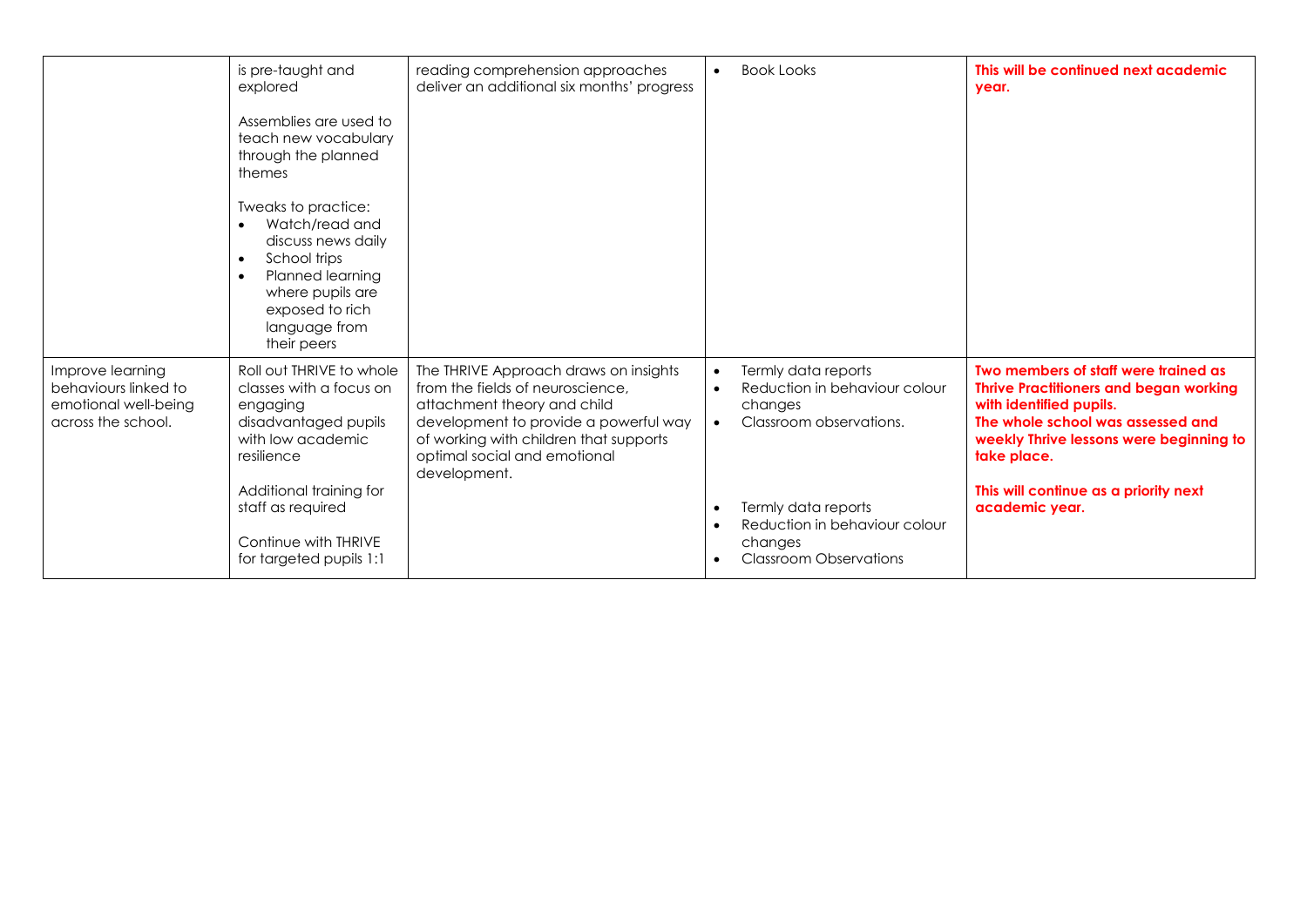| | | | | |
|---|---|---|---|---|
| | is pre-taught and explored<br><br>Assemblies are used to teach new vocabulary through the planned themes<br><br>Tweaks to practice:<br>• Watch/read and discuss news daily<br>• School trips<br>• Planned learning where pupils are exposed to rich language from their peers | reading comprehension approaches deliver an additional six months' progress | • Book Looks | **This will be continued next academic year.** |
| Improve learning behaviours linked to emotional well-being across the school. | Roll out THRIVE to whole classes with a focus on engaging disadvantaged pupils with low academic resilience<br><br>Additional training for staff as required<br><br>Continue with THRIVE for targeted pupils 1:1 | The THRIVE Approach draws on insights from the fields of neuroscience, attachment theory and child development to provide a powerful way of working with children that supports optimal social and emotional development. | • Termly data reports<br>• Reduction in behaviour colour changes<br>• Classroom observations.<br><br>• Termly data reports<br>• Reduction in behaviour colour changes<br>• Classroom Observations | **Two members of staff were trained as Thrive Practitioners and began working with identified pupils.**<br>**The whole school was assessed and weekly Thrive lessons were beginning to take place.**<br><br>**This will continue as a priority next academic year.** |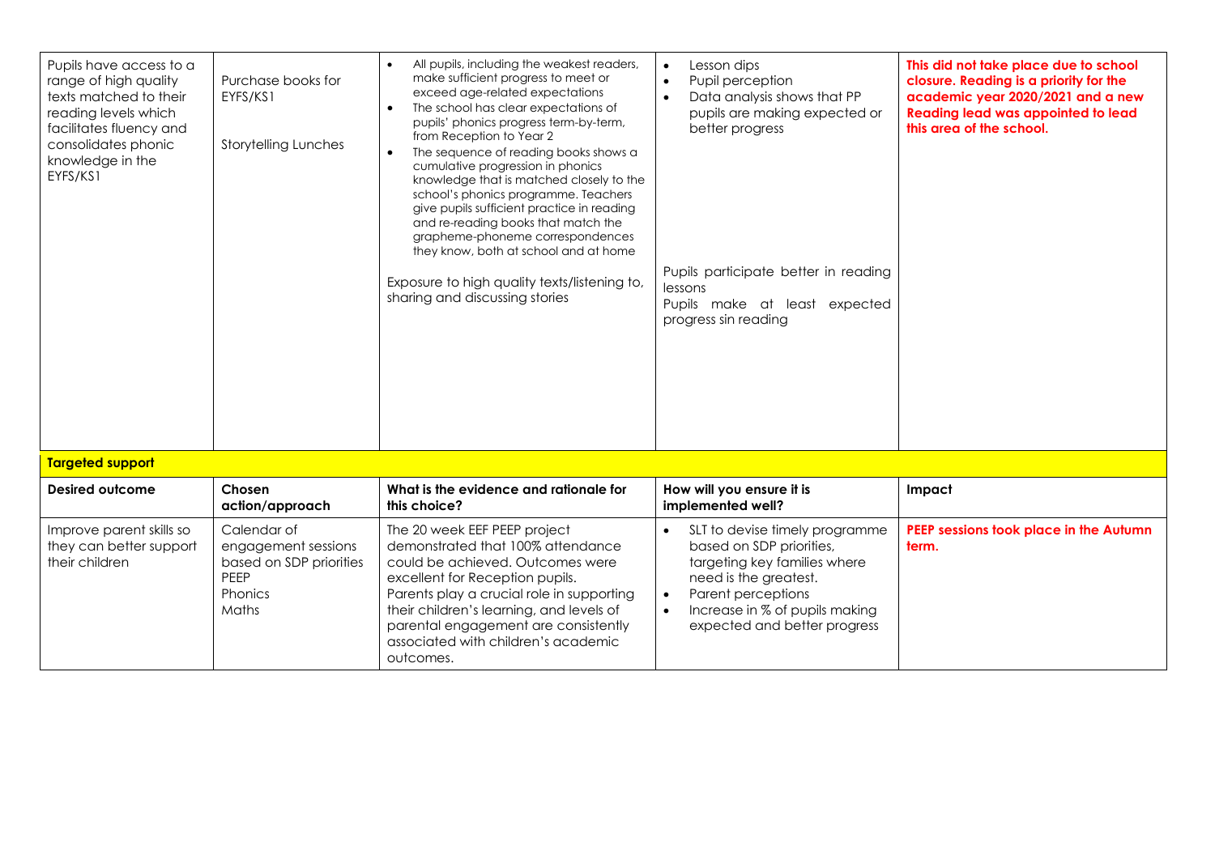| | | | | |
|---|---|---|---|---|
| Pupils have access to a range of high quality texts matched to their reading levels which facilitates fluency and consolidates phonic knowledge in the EYFS/KS1 | Purchase books for EYFS/KS1<br><br>Storytelling Lunches | • All pupils, including the weakest readers, make sufficient progress to meet or exceed age-related expectations<br>• The school has clear expectations of pupils' phonics progress term-by-term, from Reception to Year 2<br>• The sequence of reading books shows a cumulative progression in phonics knowledge that is matched closely to the school's phonics programme. Teachers give pupils sufficient practice in reading and re-reading books that match the grapheme-phoneme correspondences they know, both at school and at home<br><br>Exposure to high quality texts/listening to, sharing and discussing stories | • Lesson dips<br>• Pupil perception<br>• Data analysis shows that PP pupils are making expected or better progress<br><br>Pupils participate better in reading lessons<br>Pupils make at least expected progress sin reading | **This did not take place due to school closure. Reading is a priority for the academic year 2020/2021 and a new Reading lead was appointed to lead this area of the school.** |

**Targeted support**

| Desired outcome | Chosen action/approach | What is the evidence and rationale for this choice? | How will you ensure it is implemented well? | Impact |
|---|---|---|---|---|
| Improve parent skills so they can better support their children | Calendar of engagement sessions based on SDP priorities<br>PEEP<br>Phonics<br>Maths | The 20 week EEF PEEP project demonstrated that 100% attendance could be achieved. Outcomes were excellent for Reception pupils.<br>Parents play a crucial role in supporting their children's learning, and levels of parental engagement are consistently associated with children's academic outcomes. | • SLT to devise timely programme based on SDP priorities, targeting key families where need is the greatest.<br>• Parent perceptions<br>• Increase in % of pupils making expected and better progress | **PEEP sessions took place in the Autumn term.** |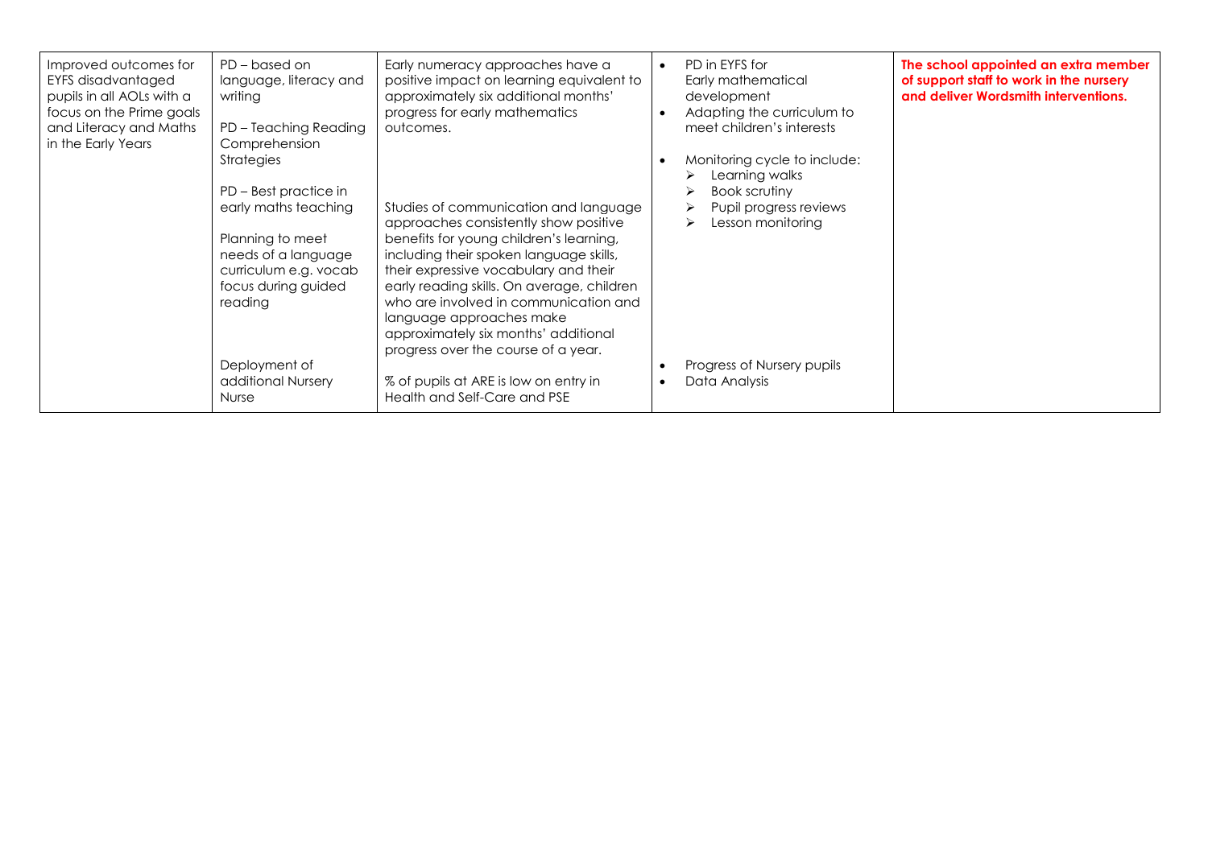| | | | | |
|---|---|---|---|---|
| Improved outcomes for EYFS disadvantaged pupils in all AOLs with a focus on the Prime goals and Literacy and Maths in the Early Years | PD – based on language, literacy and writing<br><br>PD – Teaching Reading Comprehension Strategies<br><br>PD – Best practice in early maths teaching<br><br>Planning to meet needs of a language curriculum e.g. vocab focus during guided reading<br><br>Deployment of additional Nursery Nurse | Early numeracy approaches have a positive impact on learning equivalent to approximately six additional months' progress for early mathematics outcomes.<br><br>Studies of communication and language approaches consistently show positive benefits for young children's learning, including their spoken language skills, their expressive vocabulary and their early reading skills. On average, children who are involved in communication and language approaches make approximately six months' additional progress over the course of a year.<br><br>% of pupils at ARE is low on entry in Health and Self-Care and PSE | • PD in EYFS for Early mathematical development<br>• Adapting the curriculum to meet children's interests<br>• Monitoring cycle to include:<br>  ➢ Learning walks<br>  ➢ Book scrutiny<br>  ➢ Pupil progress reviews<br>  ➢ Lesson monitoring<br>• Progress of Nursery pupils<br>• Data Analysis | **The school appointed an extra member of support staff to work in the nursery and deliver Wordsmith interventions.** |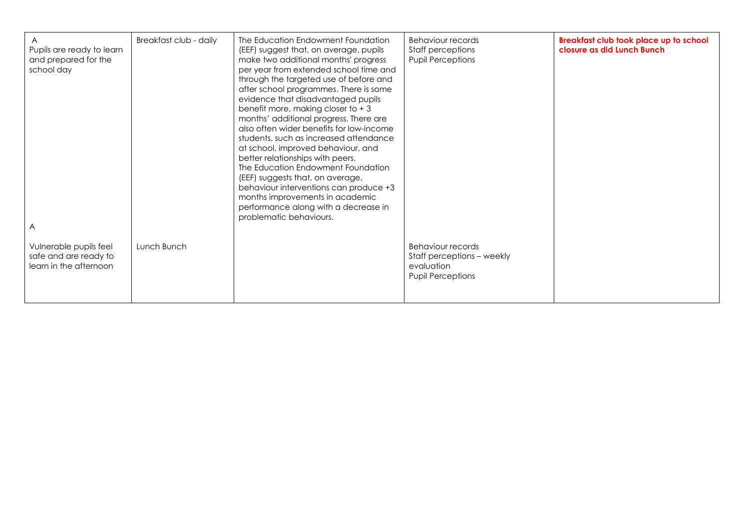| | | | | |
|---|---|---|---|---|
| A<br>Pupils are ready to learn and prepared for the school day | Breakfast club - daily | The Education Endowment Foundation (EEF) suggest that, on average, pupils make two additional months' progress per year from extended school time and through the targeted use of before and after school programmes. There is some evidence that disadvantaged pupils benefit more, making closer to + 3 months' additional progress. There are also often wider benefits for low-income students, such as increased attendance at school, improved behaviour, and better relationships with peers.<br>The Education Endowment Foundation (EEF) suggests that, on average, behaviour interventions can produce +3 months improvements in academic performance along with a decrease in problematic behaviours. | Behaviour records<br>Staff perceptions<br>Pupil Perceptions | **Breakfast club took place up to school closure as did Lunch Bunch** |
| A<br>Vulnerable pupils feel safe and are ready to learn in the afternoon | Lunch Bunch | | Behaviour records<br>Staff perceptions – weekly evaluation<br>Pupil Perceptions | |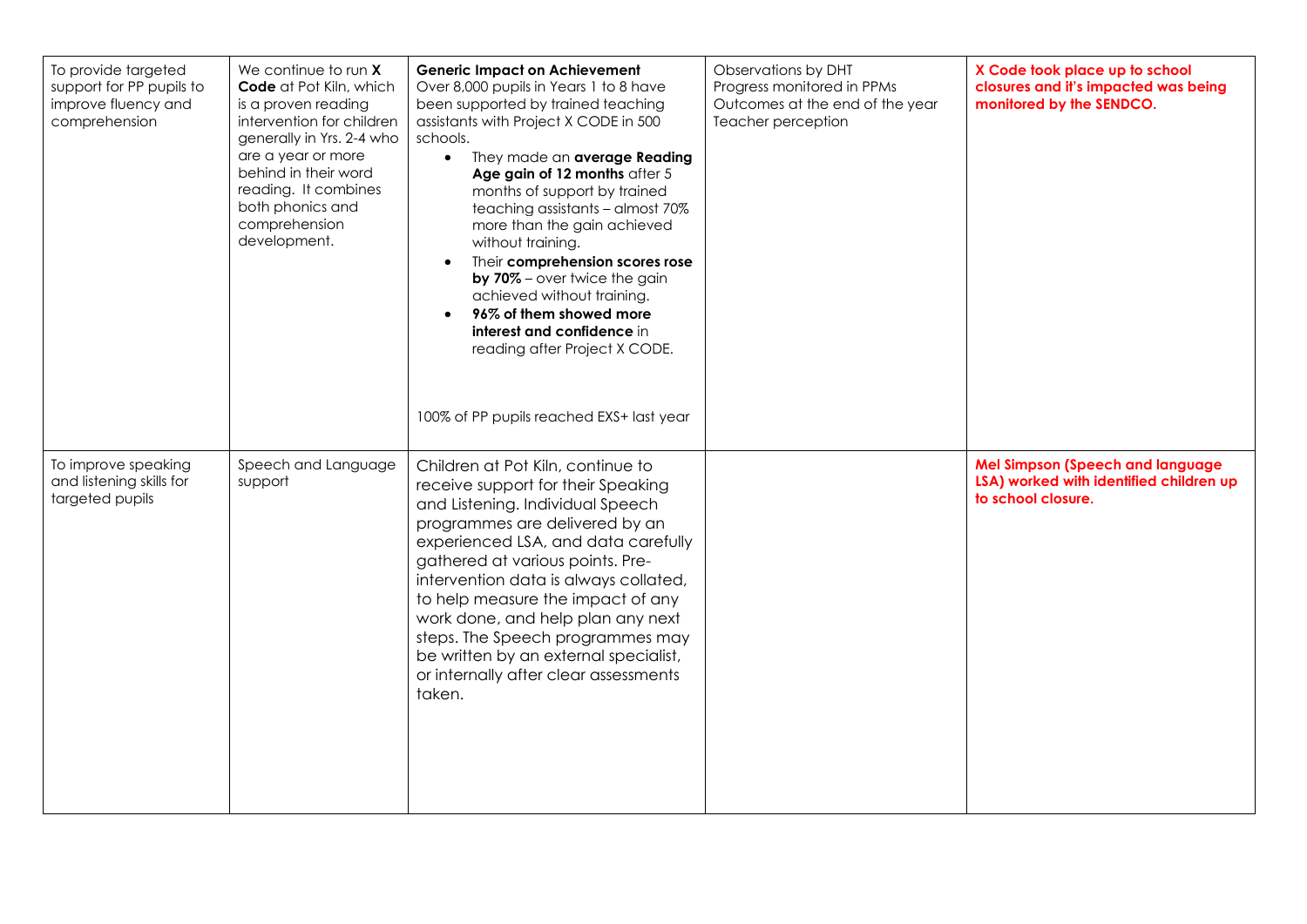| To provide targeted support for PP pupils to improve fluency and comprehension | We continue to run **X Code** at Pot Kiln, which is a proven reading intervention for children generally in Yrs. 2-4 who are a year or more behind in their word reading. It combines both phonics and comprehension development. | **Generic Impact on Achievement**<br>Over 8,000 pupils in Years 1 to 8 have been supported by trained teaching assistants with Project X CODE in 500 schools.<br>• They made an **average Reading Age gain of 12 months** after 5 months of support by trained teaching assistants – almost 70% more than the gain achieved without training.<br>• Their **comprehension scores rose by 70%** – over twice the gain achieved without training.<br>• **96% of them showed more interest and confidence** in reading after Project X CODE.<br><br>100% of PP pupils reached EXS+ last year | Observations by DHT<br>Progress monitored in PPMs<br>Outcomes at the end of the year<br>Teacher perception | **X Code took place up to school closures and it's impacted was being monitored by the SENDCO.** |
|---|---|---|---|---|
| To improve speaking and listening skills for targeted pupils | Speech and Language support | Children at Pot Kiln, continue to receive support for their Speaking and Listening. Individual Speech programmes are delivered by an experienced LSA, and data carefully gathered at various points. Pre-intervention data is always collated, to help measure the impact of any work done, and help plan any next steps. The Speech programmes may be written by an external specialist, or internally after clear assessments taken. | | **Mel Simpson (Speech and language LSA) worked with identified children up to school closure.** |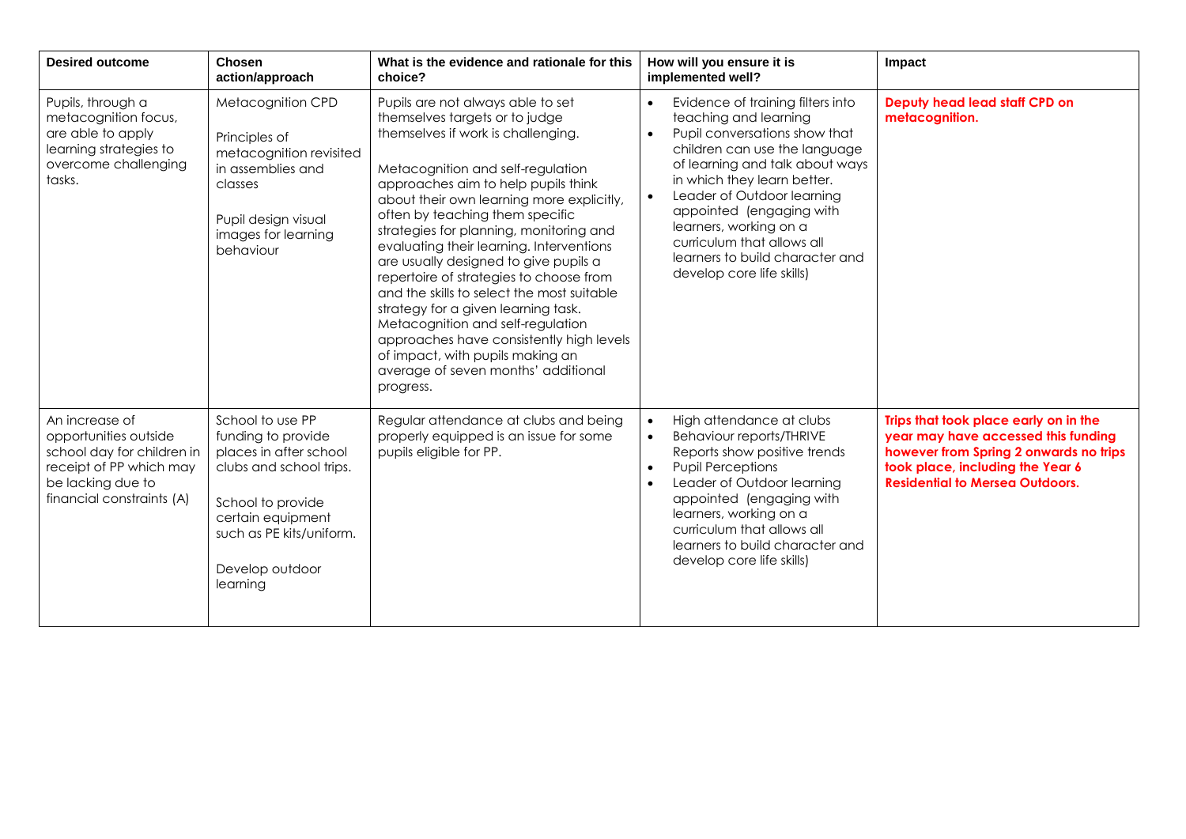| Desired outcome | Chosen action/approach | What is the evidence and rationale for this choice? | How will you ensure it is implemented well? | Impact |
|---|---|---|---|---|
| Pupils, through a metacognition focus, are able to apply learning strategies to overcome challenging tasks. | Metacognition CPD<br><br>Principles of metacognition revisited in assemblies and classes<br><br>Pupil design visual images for learning behaviour | Pupils are not always able to set themselves targets or to judge themselves if work is challenging.<br><br>Metacognition and self-regulation approaches aim to help pupils think about their own learning more explicitly, often by teaching them specific strategies for planning, monitoring and evaluating their learning. Interventions are usually designed to give pupils a repertoire of strategies to choose from and the skills to select the most suitable strategy for a given learning task. Metacognition and self-regulation approaches have consistently high levels of impact, with pupils making an average of seven months' additional progress. | • Evidence of training filters into teaching and learning<br>• Pupil conversations show that children can use the language of learning and talk about ways in which they learn better.<br>• Leader of Outdoor learning appointed (engaging with learners, working on a curriculum that allows all learners to build character and develop core life skills) | **Deputy head lead staff CPD on metacognition.** |
| An increase of opportunities outside school day for children in receipt of PP which may be lacking due to financial constraints (A) | School to use PP funding to provide places in after school clubs and school trips.<br><br>School to provide certain equipment such as PE kits/uniform.<br><br>Develop outdoor learning | Regular attendance at clubs and being properly equipped is an issue for some pupils eligible for PP. | • High attendance at clubs<br>• Behaviour reports/THRIVE Reports show positive trends<br>• Pupil Perceptions<br>• Leader of Outdoor learning appointed (engaging with learners, working on a curriculum that allows all learners to build character and develop core life skills) | **Trips that took place early on in the year may have accessed this funding however from Spring 2 onwards no trips took place, including the Year 6 Residential to Mersea Outdoors.** |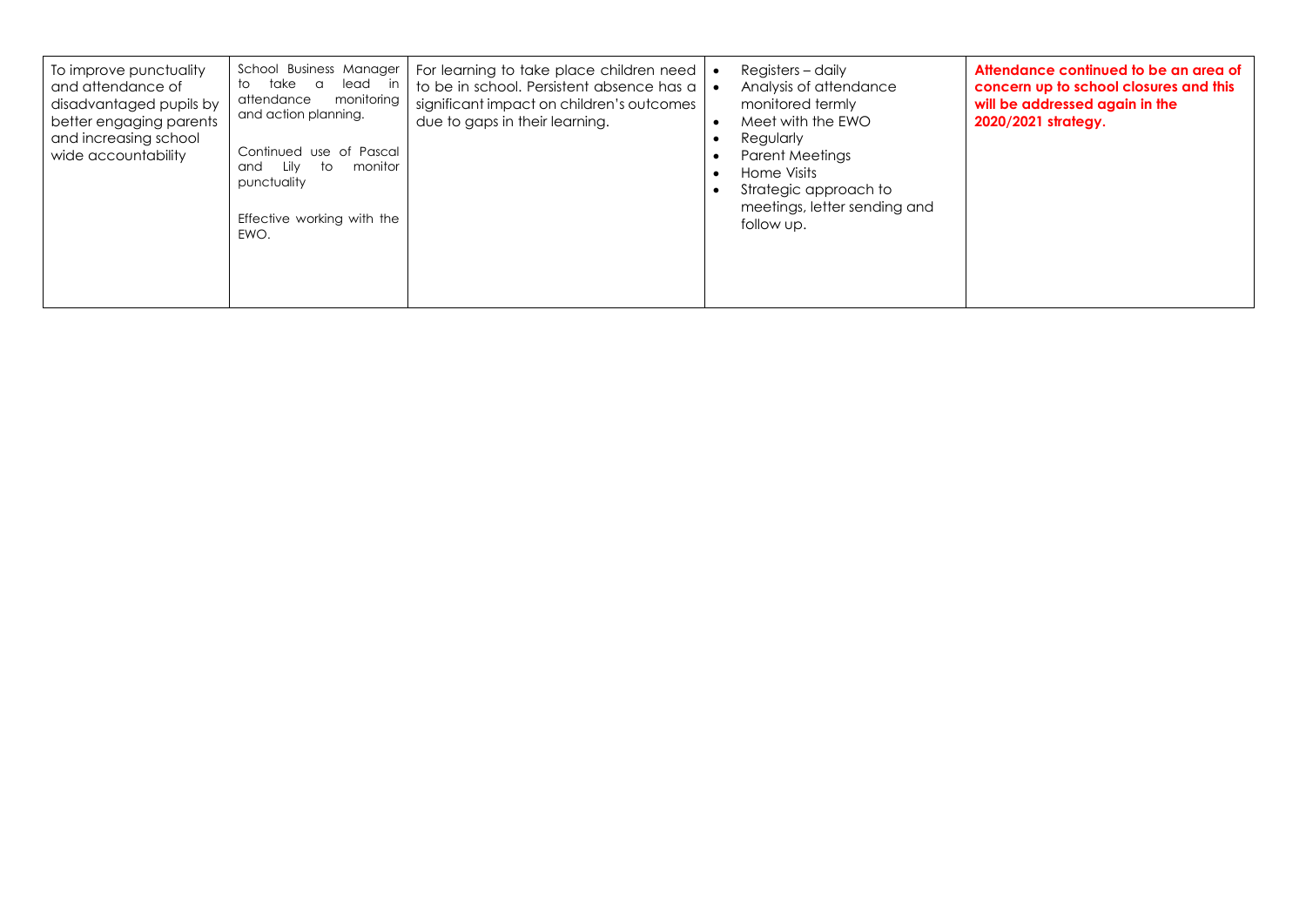| | | | | |
|---|---|---|---|---|
| To improve punctuality and attendance of disadvantaged pupils by better engaging parents and increasing school wide accountability | School Business Manager to take a lead in attendance monitoring and action planning.<br><br>Continued use of Pascal and Lily to monitor punctuality<br><br>Effective working with the EWO. | For learning to take place children need to be in school. Persistent absence has a significant impact on children's outcomes due to gaps in their learning. | • Registers – daily<br>• Analysis of attendance monitored termly<br>• Meet with the EWO<br>• Regularly<br>• Parent Meetings<br>• Home Visits<br>• Strategic approach to meetings, letter sending and follow up. | **Attendance continued to be an area of concern up to school closures and this will be addressed again in the 2020/2021 strategy.** |